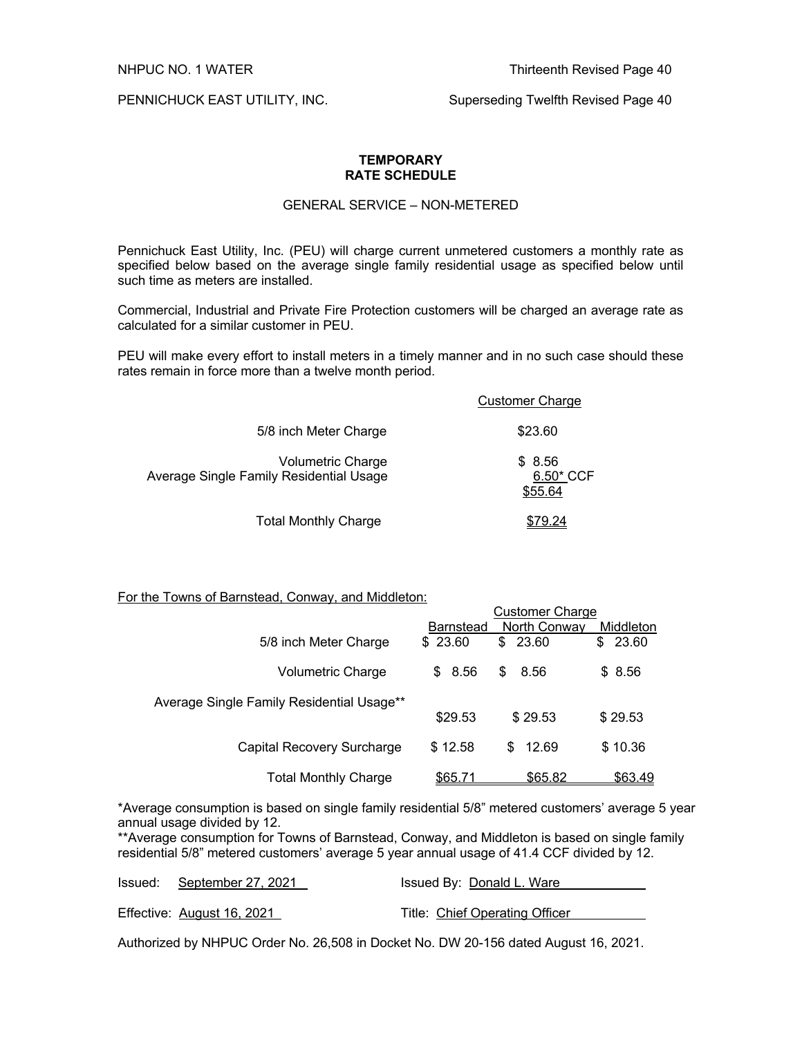NHPUC NO. 1 WATER — Thirteenth Revised Page 40

PENNICHUCK EAST UTILITY, INC. — Superseding Twelfth Revised Page 40

**TEMPORARY**
**RATE SCHEDULE**

GENERAL SERVICE – NON-METERED

Pennichuck East Utility, Inc. (PEU) will charge current unmetered customers a monthly rate as specified below based on the average single family residential usage as specified below until such time as meters are installed.

Commercial, Industrial and Private Fire Protection customers will be charged an average rate as calculated for a similar customer in PEU.

PEU will make every effort to install meters in a timely manner and in no such case should these rates remain in force more than a twelve month period.

| | Customer Charge |
|---|---|
| 5/8 inch Meter Charge | $23.60 |
| Volumetric Charge | $ 8.56 |
| Average Single Family Residential Usage | 6.50* CCF |
| | $55.64 |
| Total Monthly Charge | $79.24 |

For the Towns of Barnstead, Conway, and Middleton:

| | Customer Charge | | |
|---|---|---|---|
| | Barnstead | North Conway | Middleton |
| 5/8 inch Meter Charge | $ 23.60 | $ 23.60 | $ 23.60 |
| Volumetric Charge | $ 8.56 | $ 8.56 | $ 8.56 |
| Average Single Family Residential Usage** | $29.53 | $ 29.53 | $ 29.53 |
| Capital Recovery Surcharge | $ 12.58 | $ 12.69 | $ 10.36 |
| Total Monthly Charge | $65.71 | $65.82 | $63.49 |

*Average consumption is based on single family residential 5/8" metered customers' average 5 year annual usage divided by 12.

**Average consumption for Towns of Barnstead, Conway, and Middleton is based on single family residential 5/8" metered customers' average 5 year annual usage of 41.4 CCF divided by 12.

Issued: September 27, 2021 — Issued By: Donald L. Ware

Effective: August 16, 2021 — Title: Chief Operating Officer

Authorized by NHPUC Order No. 26,508 in Docket No. DW 20-156 dated August 16, 2021.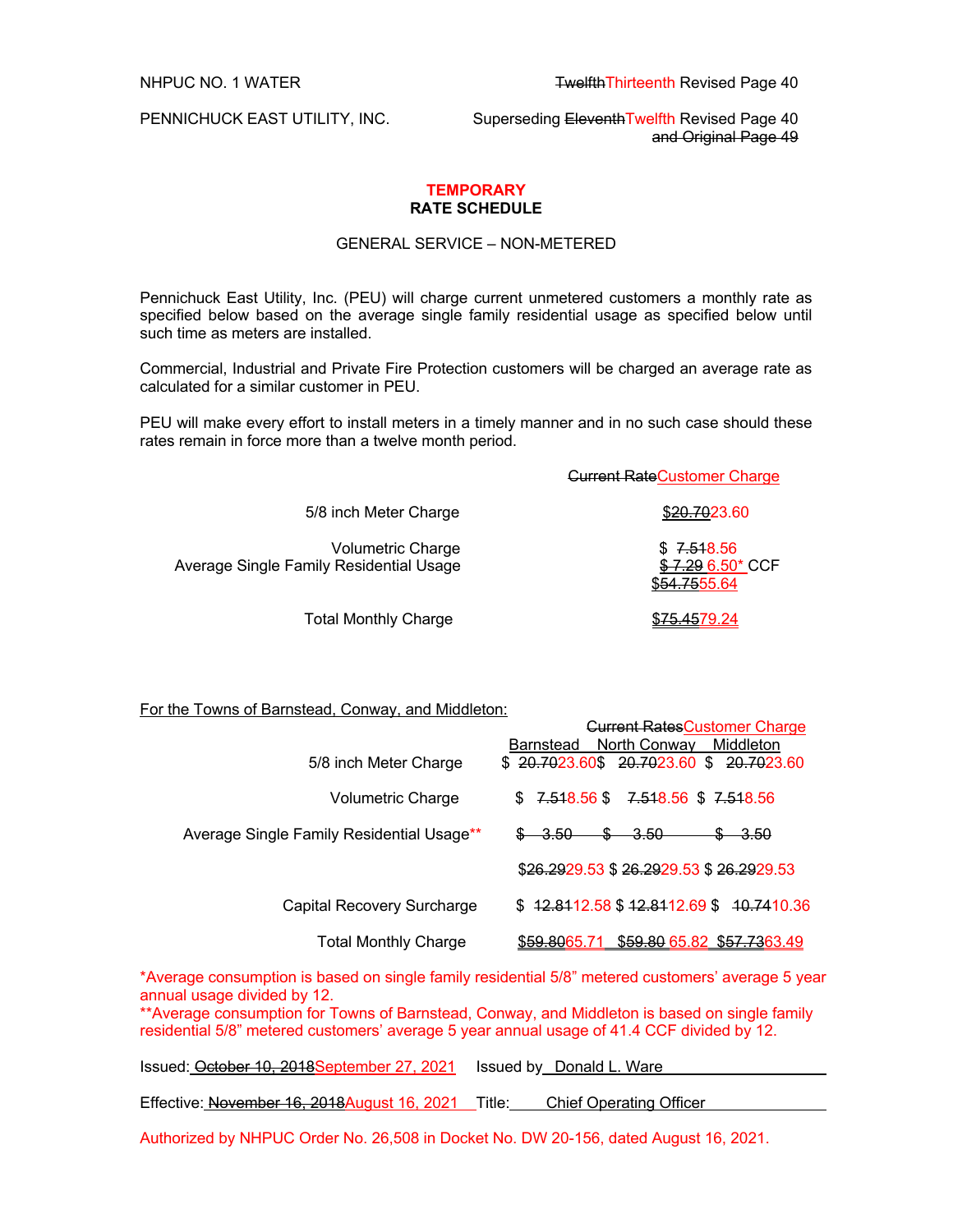NHPUC NO. 1 WATER ~~Twelfth~~Thirteenth Revised Page 40

PENNICHUCK EAST UTILITY, INC. Superseding ~~Eleventh~~Twelfth Revised Page 40 ~~and Original Page 49~~

## TEMPORARY
## RATE SCHEDULE

GENERAL SERVICE – NON-METERED

Pennichuck East Utility, Inc. (PEU) will charge current unmetered customers a monthly rate as specified below based on the average single family residential usage as specified below until such time as meters are installed.

Commercial, Industrial and Private Fire Protection customers will be charged an average rate as calculated for a similar customer in PEU.

PEU will make every effort to install meters in a timely manner and in no such case should these rates remain in force more than a twelve month period.

| | ~~Current Rate~~Customer Charge |
|---|---|
| 5/8 inch Meter Charge | $~~20.70~~23.60 |
| Volumetric Charge | $ ~~7.51~~8.56 |
| Average Single Family Residential Usage | ~~$ 7.29~~ 6.50* CCF |
| | $~~54.75~~55.64 |
| Total Monthly Charge | $~~75.45~~79.24 |

For the Towns of Barnstead, Conway, and Middleton:

| | ~~Current Rates~~Customer Charge | | |
|---|---|---|---|
| | Barnstead | North Conway | Middleton |
| 5/8 inch Meter Charge | $ ~~20.70~~23.60 | $ ~~20.70~~23.60 | $ ~~20.70~~23.60 |
| Volumetric Charge | $ ~~7.51~~8.56 | $ ~~7.51~~8.56 | $ ~~7.51~~8.56 |
| Average Single Family Residential Usage** | ~~$ 3.50~~ | ~~$ 3.50~~ | ~~$ 3.50~~ |
| | $~~26.29~~29.53 | $ ~~26.29~~29.53 | $ ~~26.29~~29.53 |
| Capital Recovery Surcharge | $ ~~12.81~~12.58 | $ ~~12.81~~12.69 | $ ~~10.74~~10.36 |
| Total Monthly Charge | $~~59.80~~65.71 | ~~$59.80~~ 65.82 | ~~$57.73~~63.49 |

*Average consumption is based on single family residential 5/8" metered customers' average 5 year annual usage divided by 12.
**Average consumption for Towns of Barnstead, Conway, and Middleton is based on single family residential 5/8" metered customers' average 5 year annual usage of 41.4 CCF divided by 12.

Issued: ~~October 10, 2018~~September 27, 2021 Issued by Donald L. Ware

Effective: ~~November 16, 2018~~August 16, 2021 Title: Chief Operating Officer

Authorized by NHPUC Order No. 26,508 in Docket No. DW 20-156, dated August 16, 2021.